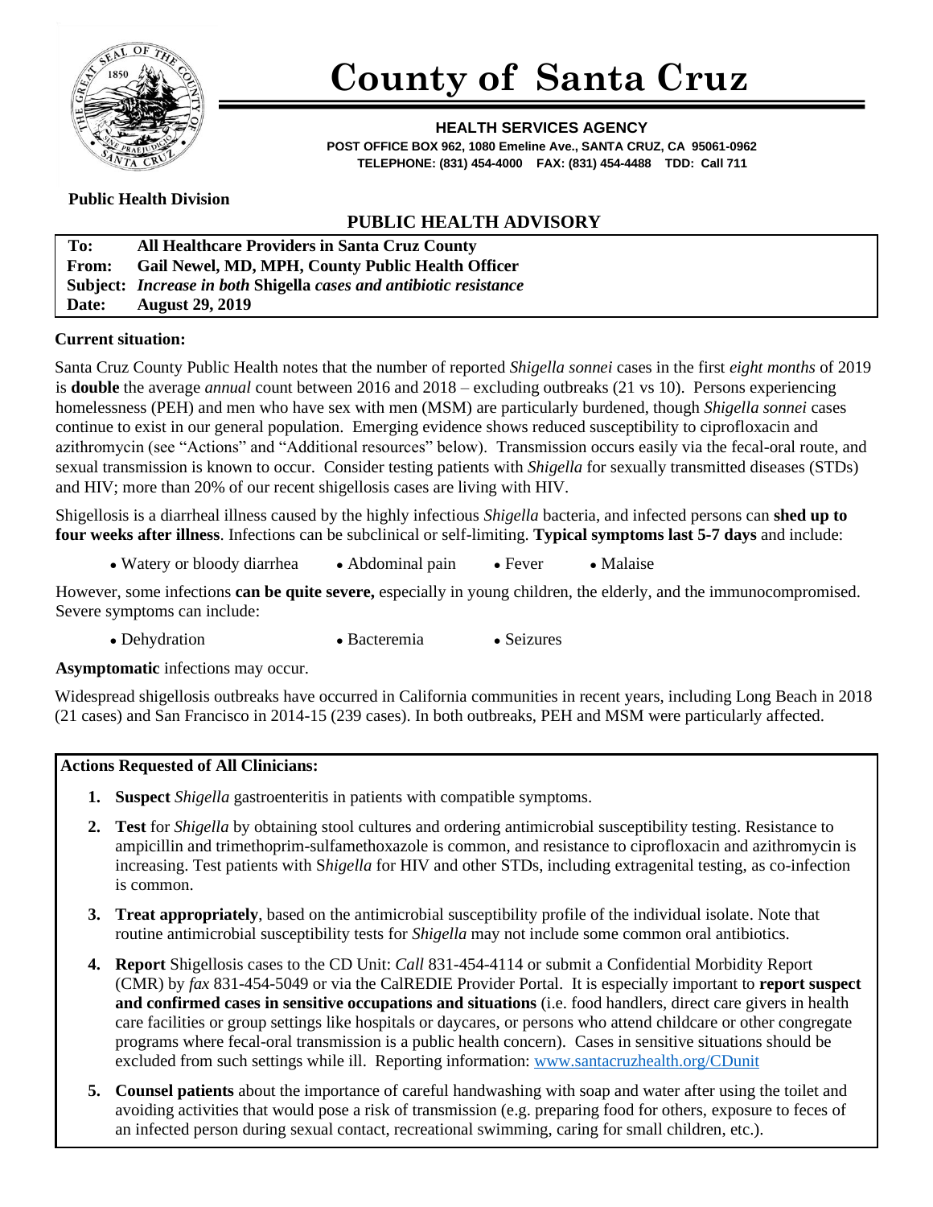# County of Santa Cruz

**HEALTH SERVICES AGENCY**

**POST OFFICE BOX 962, 1080 Emeline Ave., SANTA CRUZ, CA 95061-0962**
**TELEPHONE: (831) 454-4000 FAX: (831) 454-4488 TDD: Call 711**

**Public Health Division**

## PUBLIC HEALTH ADVISORY

| | |
|---|---|
| **To:** | **All Healthcare Providers in Santa Cruz County** |
| **From:** | **Gail Newel, MD, MPH, County Public Health Officer** |
| **Subject:** | ***Increase in both* Shigella *cases and antibiotic resistance*** |
| **Date:** | **August 29, 2019** |

**Current situation:**

Santa Cruz County Public Health notes that the number of reported *Shigella sonnei* cases in the first *eight months* of 2019 is **double** the average *annual* count between 2016 and 2018 – excluding outbreaks (21 vs 10). Persons experiencing homelessness (PEH) and men who have sex with men (MSM) are particularly burdened, though *Shigella sonnei* cases continue to exist in our general population. Emerging evidence shows reduced susceptibility to ciprofloxacin and azithromycin (see "Actions" and "Additional resources" below). Transmission occurs easily via the fecal-oral route, and sexual transmission is known to occur. Consider testing patients with *Shigella* for sexually transmitted diseases (STDs) and HIV; more than 20% of our recent shigellosis cases are living with HIV.

Shigellosis is a diarrheal illness caused by the highly infectious *Shigella* bacteria, and infected persons can **shed up to four weeks after illness**. Infections can be subclinical or self-limiting. **Typical symptoms last 5-7 days** and include:

- Watery or bloody diarrhea
- Abdominal pain
- Fever
- Malaise

However, some infections **can be quite severe,** especially in young children, the elderly, and the immunocompromised. Severe symptoms can include:

- Dehydration
- Bacteremia
- Seizures

**Asymptomatic** infections may occur.

Widespread shigellosis outbreaks have occurred in California communities in recent years, including Long Beach in 2018 (21 cases) and San Francisco in 2014-15 (239 cases). In both outbreaks, PEH and MSM were particularly affected.

**Actions Requested of All Clinicians:**

1. **Suspect** *Shigella* gastroenteritis in patients with compatible symptoms.
2. **Test** for *Shigella* by obtaining stool cultures and ordering antimicrobial susceptibility testing. Resistance to ampicillin and trimethoprim-sulfamethoxazole is common, and resistance to ciprofloxacin and azithromycin is increasing. Test patients with S*higella* for HIV and other STDs, including extragenital testing, as co-infection is common.
3. **Treat appropriately**, based on the antimicrobial susceptibility profile of the individual isolate. Note that routine antimicrobial susceptibility tests for *Shigella* may not include some common oral antibiotics.
4. **Report** Shigellosis cases to the CD Unit: *Call* 831-454-4114 or submit a Confidential Morbidity Report (CMR) by *fax* 831-454-5049 or via the CalREDIE Provider Portal. It is especially important to **report suspect and confirmed cases in sensitive occupations and situations** (i.e. food handlers, direct care givers in health care facilities or group settings like hospitals or daycares, or persons who attend childcare or other congregate programs where fecal-oral transmission is a public health concern). Cases in sensitive situations should be excluded from such settings while ill. Reporting information: www.santacruzhealth.org/CDunit
5. **Counsel patients** about the importance of careful handwashing with soap and water after using the toilet and avoiding activities that would pose a risk of transmission (e.g. preparing food for others, exposure to feces of an infected person during sexual contact, recreational swimming, caring for small children, etc.).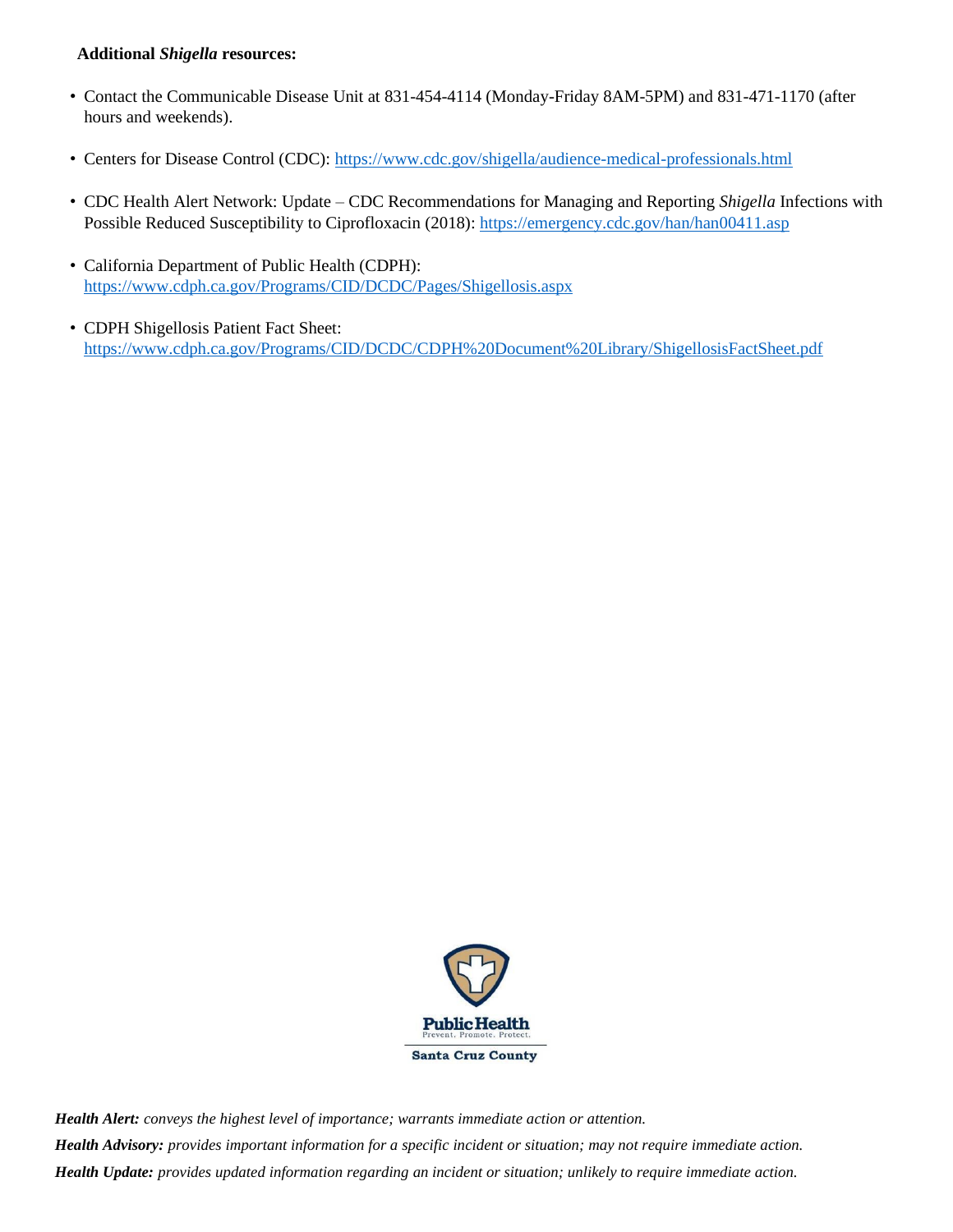**Additional *Shigella* resources:**

- Contact the Communicable Disease Unit at 831-454-4114 (Monday-Friday 8AM-5PM) and 831-471-1170 (after hours and weekends).
- Centers for Disease Control (CDC): https://www.cdc.gov/shigella/audience-medical-professionals.html
- CDC Health Alert Network: Update – CDC Recommendations for Managing and Reporting *Shigella* Infections with Possible Reduced Susceptibility to Ciprofloxacin (2018): https://emergency.cdc.gov/han/han00411.asp
- California Department of Public Health (CDPH): https://www.cdph.ca.gov/Programs/CID/DCDC/Pages/Shigellosis.aspx
- CDPH Shigellosis Patient Fact Sheet: https://www.cdph.ca.gov/Programs/CID/DCDC/CDPH%20Document%20Library/ShigellosisFactSheet.pdf

Public Health
Prevent. Promote. Protect.
Santa Cruz County

***Health Alert:*** *conveys the highest level of importance; warrants immediate action or attention.*

***Health Advisory:*** *provides important information for a specific incident or situation; may not require immediate action.*

***Health Update:*** *provides updated information regarding an incident or situation; unlikely to require immediate action.*